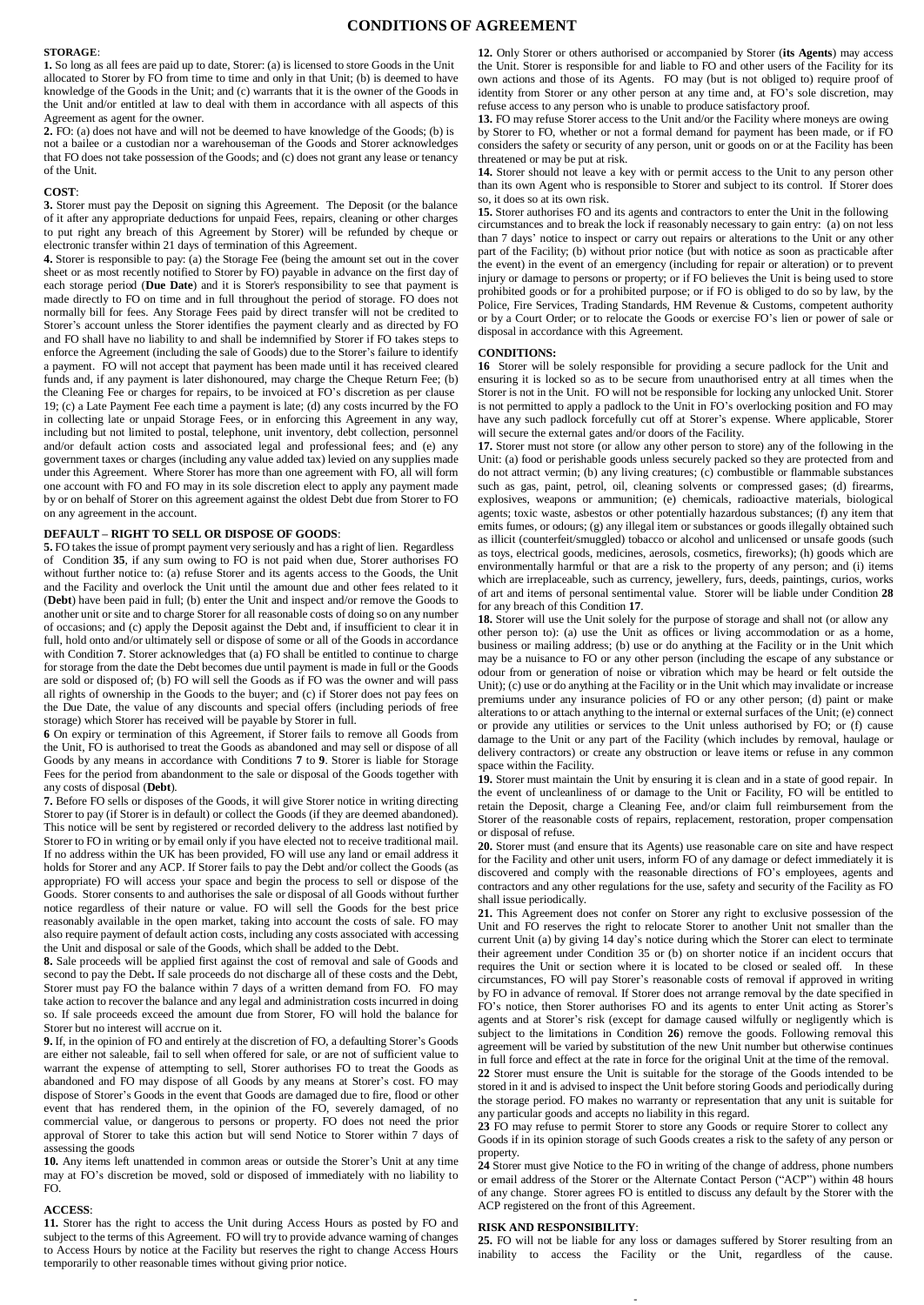# CONDITIONS OF AGREEMENT

**STORAGE**:

**1.** So long as all fees are paid up to date, Storer: (a) is licensed to store Goods in the Unit allocated to Storer by FO from time to time and only in that Unit; (b) is deemed to have knowledge of the Goods in the Unit; and (c) warrants that it is the owner of the Goods in the Unit and/or entitled at law to deal with them in accordance with all aspects of this Agreement as agent for the owner.

**2.** FO: (a) does not have and will not be deemed to have knowledge of the Goods; (b) is not a bailee or a custodian nor a warehouseman of the Goods and Storer acknowledges that FO does not take possession of the Goods; and (c) does not grant any lease or tenancy of the Unit.

**COST**:

**3.** Storer must pay the Deposit on signing this Agreement. The Deposit (or the balance of it after any appropriate deductions for unpaid Fees, repairs, cleaning or other charges to put right any breach of this Agreement by Storer) will be refunded by cheque or electronic transfer within 21 days of termination of this Agreement.

**4.** Storer is responsible to pay: (a) the Storage Fee (being the amount set out in the cover sheet or as most recently notified to Storer by FO) payable in advance on the first day of each storage period (**Due Date**) and it is Storer's responsibility to see that payment is made directly to FO on time and in full throughout the period of storage. FO does not normally bill for fees. Any Storage Fees paid by direct transfer will not be credited to Storer's account unless the Storer identifies the payment clearly and as directed by FO and FO shall have no liability to and shall be indemnified by Storer if FO takes steps to enforce the Agreement (including the sale of Goods) due to the Storer's failure to identify a payment. FO will not accept that payment has been made until it has received cleared funds and, if any payment is later dishonoured, may charge the Cheque Return Fee; (b) the Cleaning Fee or charges for repairs, to be invoiced at FO's discretion as per clause 19; (c) a Late Payment Fee each time a payment is late; (d) any costs incurred by the FO in collecting late or unpaid Storage Fees, or in enforcing this Agreement in any way, including but not limited to postal, telephone, unit inventory, debt collection, personnel and/or default action costs and associated legal and professional fees; and (e) any government taxes or charges (including any value added tax) levied on any supplies made under this Agreement. Where Storer has more than one agreement with FO, all will form one account with FO and FO may in its sole discretion elect to apply any payment made by or on behalf of Storer on this agreement against the oldest Debt due from Storer to FO on any agreement in the account.

**DEFAULT – RIGHT TO SELL OR DISPOSE OF GOODS**:

**5.** FO takes the issue of prompt payment very seriously and has a right of lien. Regardless of Condition **35**, if any sum owing to FO is not paid when due, Storer authorises FO without further notice to: (a) refuse Storer and its agents access to the Goods, the Unit and the Facility and overlock the Unit until the amount due and other fees related to it (**Debt**) have been paid in full; (b) enter the Unit and inspect and/or remove the Goods to another unit or site and to charge Storer for all reasonable costs of doing so on any number of occasions; and (c) apply the Deposit against the Debt and, if insufficient to clear it in full, hold onto and/or ultimately sell or dispose of some or all of the Goods in accordance with Condition **7**. Storer acknowledges that (a) FO shall be entitled to continue to charge for storage from the date the Debt becomes due until payment is made in full or the Goods are sold or disposed of; (b) FO will sell the Goods as if FO was the owner and will pass all rights of ownership in the Goods to the buyer; and (c) if Storer does not pay fees on the Due Date, the value of any discounts and special offers (including periods of free storage) which Storer has received will be payable by Storer in full.

**6** On expiry or termination of this Agreement, if Storer fails to remove all Goods from the Unit, FO is authorised to treat the Goods as abandoned and may sell or dispose of all Goods by any means in accordance with Conditions **7** to **9**. Storer is liable for Storage Fees for the period from abandonment to the sale or disposal of the Goods together with any costs of disposal (**Debt**).

**7.** Before FO sells or disposes of the Goods, it will give Storer notice in writing directing Storer to pay (if Storer is in default) or collect the Goods (if they are deemed abandoned). This notice will be sent by registered or recorded delivery to the address last notified by Storer to FO in writing or by email only if you have elected not to receive traditional mail. If no address within the UK has been provided, FO will use any land or email address it holds for Storer and any ACP. If Storer fails to pay the Debt and/or collect the Goods (as appropriate) FO will access your space and begin the process to sell or dispose of the Goods. Storer consents to and authorises the sale or disposal of all Goods without further notice regardless of their nature or value. FO will sell the Goods for the best price reasonably available in the open market, taking into account the costs of sale. FO may also require payment of default action costs, including any costs associated with accessing the Unit and disposal or sale of the Goods, which shall be added to the Debt.

**8.** Sale proceeds will be applied first against the cost of removal and sale of Goods and second to pay the Debt**.** If sale proceeds do not discharge all of these costs and the Debt, Storer must pay FO the balance within 7 days of a written demand from FO. FO may take action to recover the balance and any legal and administration costs incurred in doing so. If sale proceeds exceed the amount due from Storer, FO will hold the balance for Storer but no interest will accrue on it.

**9.** If, in the opinion of FO and entirely at the discretion of FO, a defaulting Storer's Goods are either not saleable, fail to sell when offered for sale, or are not of sufficient value to warrant the expense of attempting to sell, Storer authorises FO to treat the Goods as abandoned and FO may dispose of all Goods by any means at Storer's cost. FO may dispose of Storer's Goods in the event that Goods are damaged due to fire, flood or other event that has rendered them, in the opinion of the FO, severely damaged, of no commercial value, or dangerous to persons or property. FO does not need the prior approval of Storer to take this action but will send Notice to Storer within 7 days of assessing the goods

**10.** Any items left unattended in common areas or outside the Storer's Unit at any time may at FO's discretion be moved, sold or disposed of immediately with no liability to FO.

**ACCESS**:

**11.** Storer has the right to access the Unit during Access Hours as posted by FO and subject to the terms of this Agreement. FO will try to provide advance warning of changes to Access Hours by notice at the Facility but reserves the right to change Access Hours temporarily to other reasonable times without giving prior notice.

**12.** Only Storer or others authorised or accompanied by Storer (**its Agents**) may access the Unit. Storer is responsible for and liable to FO and other users of the Facility for its own actions and those of its Agents. FO may (but is not obliged to) require proof of identity from Storer or any other person at any time and, at FO's sole discretion, may refuse access to any person who is unable to produce satisfactory proof.

**13.** FO may refuse Storer access to the Unit and/or the Facility where moneys are owing by Storer to FO, whether or not a formal demand for payment has been made, or if FO considers the safety or security of any person, unit or goods on or at the Facility has been threatened or may be put at risk.

**14.** Storer should not leave a key with or permit access to the Unit to any person other than its own Agent who is responsible to Storer and subject to its control. If Storer does so, it does so at its own risk.

**15.** Storer authorises FO and its agents and contractors to enter the Unit in the following circumstances and to break the lock if reasonably necessary to gain entry: (a) on not less than 7 days' notice to inspect or carry out repairs or alterations to the Unit or any other part of the Facility; (b) without prior notice (but with notice as soon as practicable after the event) in the event of an emergency (including for repair or alteration) or to prevent injury or damage to persons or property; or if FO believes the Unit is being used to store prohibited goods or for a prohibited purpose; or if FO is obliged to do so by law, by the Police, Fire Services, Trading Standards, HM Revenue & Customs, competent authority or by a Court Order; or to relocate the Goods or exercise FO's lien or power of sale or disposal in accordance with this Agreement.

**CONDITIONS:**

**16** Storer will be solely responsible for providing a secure padlock for the Unit and ensuring it is locked so as to be secure from unauthorised entry at all times when the Storer is not in the Unit. FO will not be responsible for locking any unlocked Unit. Storer is not permitted to apply a padlock to the Unit in FO's overlocking position and FO may have any such padlock forcefully cut off at Storer's expense. Where applicable, Storer will secure the external gates and/or doors of the Facility.

**17.** Storer must not store (or allow any other person to store) any of the following in the Unit: (a) food or perishable goods unless securely packed so they are protected from and do not attract vermin; (b) any living creatures; (c) combustible or flammable substances such as gas, paint, petrol, oil, cleaning solvents or compressed gases; (d) firearms, explosives, weapons or ammunition; (e) chemicals, radioactive materials, biological agents; toxic waste, asbestos or other potentially hazardous substances; (f) any item that emits fumes, or odours; (g) any illegal item or substances or goods illegally obtained such as illicit (counterfeit/smuggled) tobacco or alcohol and unlicensed or unsafe goods (such as toys, electrical goods, medicines, aerosols, cosmetics, fireworks); (h) goods which are environmentally harmful or that are a risk to the property of any person; and (i) items which are irreplaceable, such as currency, jewellery, furs, deeds, paintings, curios, works of art and items of personal sentimental value. Storer will be liable under Condition **28** for any breach of this Condition **17**.

**18.** Storer will use the Unit solely for the purpose of storage and shall not (or allow any other person to): (a) use the Unit as offices or living accommodation or as a home, business or mailing address; (b) use or do anything at the Facility or in the Unit which may be a nuisance to FO or any other person (including the escape of any substance or odour from or generation of noise or vibration which may be heard or felt outside the Unit); (c) use or do anything at the Facility or in the Unit which may invalidate or increase premiums under any insurance policies of FO or any other person; (d) paint or make alterations to or attach anything to the internal or external surfaces of the Unit; (e) connect or provide any utilities or services to the Unit unless authorised by FO; or (f) cause damage to the Unit or any part of the Facility (which includes by removal, haulage or delivery contractors) or create any obstruction or leave items or refuse in any common space within the Facility.

**19.** Storer must maintain the Unit by ensuring it is clean and in a state of good repair. In the event of uncleanliness of or damage to the Unit or Facility, FO will be entitled to retain the Deposit, charge a Cleaning Fee, and/or claim full reimbursement from the Storer of the reasonable costs of repairs, replacement, restoration, proper compensation or disposal of refuse.

**20.** Storer must (and ensure that its Agents) use reasonable care on site and have respect for the Facility and other unit users, inform FO of any damage or defect immediately it is discovered and comply with the reasonable directions of FO's employees, agents and contractors and any other regulations for the use, safety and security of the Facility as FO shall issue periodically.

**21.** This Agreement does not confer on Storer any right to exclusive possession of the Unit and FO reserves the right to relocate Storer to another Unit not smaller than the current Unit (a) by giving 14 day's notice during which the Storer can elect to terminate their agreement under Condition 35 or (b) on shorter notice if an incident occurs that requires the Unit or section where it is located to be closed or sealed off. In these circumstances, FO will pay Storer's reasonable costs of removal if approved in writing by FO in advance of removal. If Storer does not arrange removal by the date specified in FO's notice, then Storer authorises FO and its agents to enter Unit acting as Storer's agents and at Storer's risk (except for damage caused wilfully or negligently which is subject to the limitations in Condition **26**) remove the goods. Following removal this agreement will be varied by substitution of the new Unit number but otherwise continues in full force and effect at the rate in force for the original Unit at the time of the removal.

**22** Storer must ensure the Unit is suitable for the storage of the Goods intended to be stored in it and is advised to inspect the Unit before storing Goods and periodically during the storage period. FO makes no warranty or representation that any unit is suitable for any particular goods and accepts no liability in this regard.

**23** FO may refuse to permit Storer to store any Goods or require Storer to collect any Goods if in its opinion storage of such Goods creates a risk to the safety of any person or property.

**24** Storer must give Notice to the FO in writing of the change of address, phone numbers or email address of the Storer or the Alternate Contact Person ("ACP") within 48 hours of any change. Storer agrees FO is entitled to discuss any default by the Storer with the ACP registered on the front of this Agreement.

**RISK AND RESPONSIBILITY**:

**25.** FO will not be liable for any loss or damages suffered by Storer resulting from an inability to access the Facility or the Unit, regardless of the cause.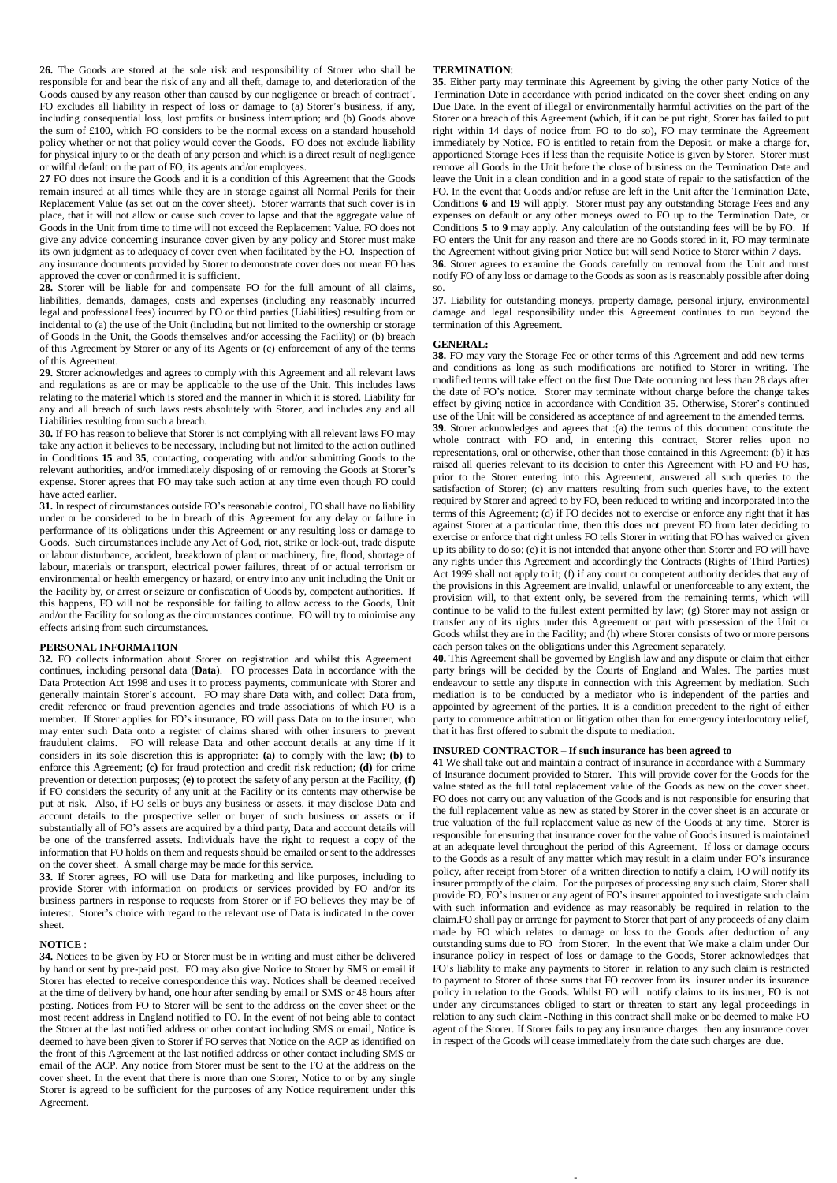**26.** The Goods are stored at the sole risk and responsibility of Storer who shall be responsible for and bear the risk of any and all theft, damage to, and deterioration of the Goods caused by any reason other than caused by our negligence or breach of contract'. FO excludes all liability in respect of loss or damage to (a) Storer's business, if any, including consequential loss, lost profits or business interruption; and (b) Goods above the sum of £100, which FO considers to be the normal excess on a standard household policy whether or not that policy would cover the Goods. FO does not exclude liability for physical injury to or the death of any person and which is a direct result of negligence or wilful default on the part of FO, its agents and/or employees.

**27** FO does not insure the Goods and it is a condition of this Agreement that the Goods remain insured at all times while they are in storage against all Normal Perils for their Replacement Value (as set out on the cover sheet). Storer warrants that such cover is in place, that it will not allow or cause such cover to lapse and that the aggregate value of Goods in the Unit from time to time will not exceed the Replacement Value. FO does not give any advice concerning insurance cover given by any policy and Storer must make its own judgment as to adequacy of cover even when facilitated by the FO. Inspection of any insurance documents provided by Storer to demonstrate cover does not mean FO has approved the cover or confirmed it is sufficient.

**28.** Storer will be liable for and compensate FO for the full amount of all claims, liabilities, demands, damages, costs and expenses (including any reasonably incurred legal and professional fees) incurred by FO or third parties (Liabilities) resulting from or incidental to (a) the use of the Unit (including but not limited to the ownership or storage of Goods in the Unit, the Goods themselves and/or accessing the Facility) or (b) breach of this Agreement by Storer or any of its Agents or (c) enforcement of any of the terms of this Agreement.

**29.** Storer acknowledges and agrees to comply with this Agreement and all relevant laws and regulations as are or may be applicable to the use of the Unit. This includes laws relating to the material which is stored and the manner in which it is stored. Liability for any and all breach of such laws rests absolutely with Storer, and includes any and all Liabilities resulting from such a breach.

**30.** If FO has reason to believe that Storer is not complying with all relevant laws FO may take any action it believes to be necessary, including but not limited to the action outlined in Conditions **15** and **35**, contacting, cooperating with and/or submitting Goods to the relevant authorities, and/or immediately disposing of or removing the Goods at Storer's expense. Storer agrees that FO may take such action at any time even though FO could have acted earlier.

**31.** In respect of circumstances outside FO's reasonable control, FO shall have no liability under or be considered to be in breach of this Agreement for any delay or failure in performance of its obligations under this Agreement or any resulting loss or damage to Goods. Such circumstances include any Act of God, riot, strike or lock-out, trade dispute or labour disturbance, accident, breakdown of plant or machinery, fire, flood, shortage of labour, materials or transport, electrical power failures, threat of or actual terrorism or environmental or health emergency or hazard, or entry into any unit including the Unit or the Facility by, or arrest or seizure or confiscation of Goods by, competent authorities. If this happens, FO will not be responsible for failing to allow access to the Goods, Unit and/or the Facility for so long as the circumstances continue. FO will try to minimise any effects arising from such circumstances.

**PERSONAL INFORMATION**

**32.** FO collects information about Storer on registration and whilst this Agreement continues, including personal data (**Data**). FO processes Data in accordance with the Data Protection Act 1998 and uses it to process payments, communicate with Storer and generally maintain Storer's account. FO may share Data with, and collect Data from, credit reference or fraud prevention agencies and trade associations of which FO is a member. If Storer applies for FO's insurance, FO will pass Data on to the insurer, who may enter such Data onto a register of claims shared with other insurers to prevent fraudulent claims. FO will release Data and other account details at any time if it considers in its sole discretion this is appropriate: **(a)** to comply with the law; **(b)** to enforce this Agreement; **(c)** for fraud protection and credit risk reduction; **(d)** for crime prevention or detection purposes; **(e)** to protect the safety of any person at the Facility, **(f)** if FO considers the security of any unit at the Facility or its contents may otherwise be put at risk. Also, if FO sells or buys any business or assets, it may disclose Data and account details to the prospective seller or buyer of such business or assets or if substantially all of FO's assets are acquired by a third party, Data and account details will be one of the transferred assets. Individuals have the right to request a copy of the information that FO holds on them and requests should be emailed or sent to the addresses on the cover sheet. A small charge may be made for this service.

**33.** If Storer agrees, FO will use Data for marketing and like purposes, including to provide Storer with information on products or services provided by FO and/or its business partners in response to requests from Storer or if FO believes they may be of interest. Storer's choice with regard to the relevant use of Data is indicated in the cover sheet.

**NOTICE** :

**34.** Notices to be given by FO or Storer must be in writing and must either be delivered by hand or sent by pre-paid post. FO may also give Notice to Storer by SMS or email if Storer has elected to receive correspondence this way. Notices shall be deemed received at the time of delivery by hand, one hour after sending by email or SMS or 48 hours after posting. Notices from FO to Storer will be sent to the address on the cover sheet or the most recent address in England notified to FO. In the event of not being able to contact the Storer at the last notified address or other contact including SMS or email, Notice is deemed to have been given to Storer if FO serves that Notice on the ACP as identified on the front of this Agreement at the last notified address or other contact including SMS or email of the ACP. Any notice from Storer must be sent to the FO at the address on the cover sheet. In the event that there is more than one Storer, Notice to or by any single Storer is agreed to be sufficient for the purposes of any Notice requirement under this Agreement.

**TERMINATION**:

**35.** Either party may terminate this Agreement by giving the other party Notice of the Termination Date in accordance with period indicated on the cover sheet ending on any Due Date. In the event of illegal or environmentally harmful activities on the part of the Storer or a breach of this Agreement (which, if it can be put right, Storer has failed to put right within 14 days of notice from FO to do so), FO may terminate the Agreement immediately by Notice. FO is entitled to retain from the Deposit, or make a charge for, apportioned Storage Fees if less than the requisite Notice is given by Storer. Storer must remove all Goods in the Unit before the close of business on the Termination Date and leave the Unit in a clean condition and in a good state of repair to the satisfaction of the FO. In the event that Goods and/or refuse are left in the Unit after the Termination Date, Conditions **6** and **19** will apply. Storer must pay any outstanding Storage Fees and any expenses on default or any other moneys owed to FO up to the Termination Date, or Conditions **5** to **9** may apply. Any calculation of the outstanding fees will be by FO. If FO enters the Unit for any reason and there are no Goods stored in it, FO may terminate the Agreement without giving prior Notice but will send Notice to Storer within 7 days.

**36.** Storer agrees to examine the Goods carefully on removal from the Unit and must notify FO of any loss or damage to the Goods as soon as is reasonably possible after doing so.

**37.** Liability for outstanding moneys, property damage, personal injury, environmental damage and legal responsibility under this Agreement continues to run beyond the termination of this Agreement.

**GENERAL:**

**38.** FO may vary the Storage Fee or other terms of this Agreement and add new terms and conditions as long as such modifications are notified to Storer in writing. The modified terms will take effect on the first Due Date occurring not less than 28 days after the date of FO's notice. Storer may terminate without charge before the change takes effect by giving notice in accordance with Condition 35. Otherwise, Storer's continued use of the Unit will be considered as acceptance of and agreement to the amended terms.

**39.** Storer acknowledges and agrees that :(a) the terms of this document constitute the whole contract with FO and, in entering this contract, Storer relies upon no representations, oral or otherwise, other than those contained in this Agreement; (b) it has raised all queries relevant to its decision to enter this Agreement with FO and FO has, prior to the Storer entering into this Agreement, answered all such queries to the satisfaction of Storer; (c) any matters resulting from such queries have, to the extent required by Storer and agreed to by FO, been reduced to writing and incorporated into the terms of this Agreement; (d) if FO decides not to exercise or enforce any right that it has against Storer at a particular time, then this does not prevent FO from later deciding to exercise or enforce that right unless FO tells Storer in writing that FO has waived or given up its ability to do so; (e) it is not intended that anyone other than Storer and FO will have any rights under this Agreement and accordingly the Contracts (Rights of Third Parties) Act 1999 shall not apply to it; (f) if any court or competent authority decides that any of the provisions in this Agreement are invalid, unlawful or unenforceable to any extent, the provision will, to that extent only, be severed from the remaining terms, which will continue to be valid to the fullest extent permitted by law; (g) Storer may not assign or transfer any of its rights under this Agreement or part with possession of the Unit or Goods whilst they are in the Facility; and (h) where Storer consists of two or more persons each person takes on the obligations under this Agreement separately.

**40.** This Agreement shall be governed by English law and any dispute or claim that either party brings will be decided by the Courts of England and Wales. The parties must endeavour to settle any dispute in connection with this Agreement by mediation. Such mediation is to be conducted by a mediator who is independent of the parties and appointed by agreement of the parties. It is a condition precedent to the right of either party to commence arbitration or litigation other than for emergency interlocutory relief, that it has first offered to submit the dispute to mediation.

**INSURED CONTRACTOR – If such insurance has been agreed to**

**41** We shall take out and maintain a contract of insurance in accordance with a Summary of Insurance document provided to Storer. This will provide cover for the Goods for the value stated as the full total replacement value of the Goods as new on the cover sheet. FO does not carry out any valuation of the Goods and is not responsible for ensuring that the full replacement value as new as stated by Storer in the cover sheet is an accurate or true valuation of the full replacement value as new of the Goods at any time. Storer is responsible for ensuring that insurance cover for the value of Goods insured is maintained at an adequate level throughout the period of this Agreement. If loss or damage occurs to the Goods as a result of any matter which may result in a claim under FO's insurance policy, after receipt from Storer of a written direction to notify a claim, FO will notify its insurer promptly of the claim. For the purposes of processing any such claim, Storer shall provide FO, FO's insurer or any agent of FO's insurer appointed to investigate such claim with such information and evidence as may reasonably be required in relation to the claim.FO shall pay or arrange for payment to Storer that part of any proceeds of any claim made by FO which relates to damage or loss to the Goods after deduction of any outstanding sums due to FO from Storer. In the event that We make a claim under Our insurance policy in respect of loss or damage to the Goods, Storer acknowledges that FO's liability to make any payments to Storer in relation to any such claim is restricted to payment to Storer of those sums that FO recover from its insurer under its insurance policy in relation to the Goods. Whilst FO will notify claims to its insurer, FO is not under any circumstances obliged to start or threaten to start any legal proceedings in relation to any such claim-Nothing in this contract shall make or be deemed to make FO agent of the Storer. If Storer fails to pay any insurance charges then any insurance cover in respect of the Goods will cease immediately from the date such charges are due.